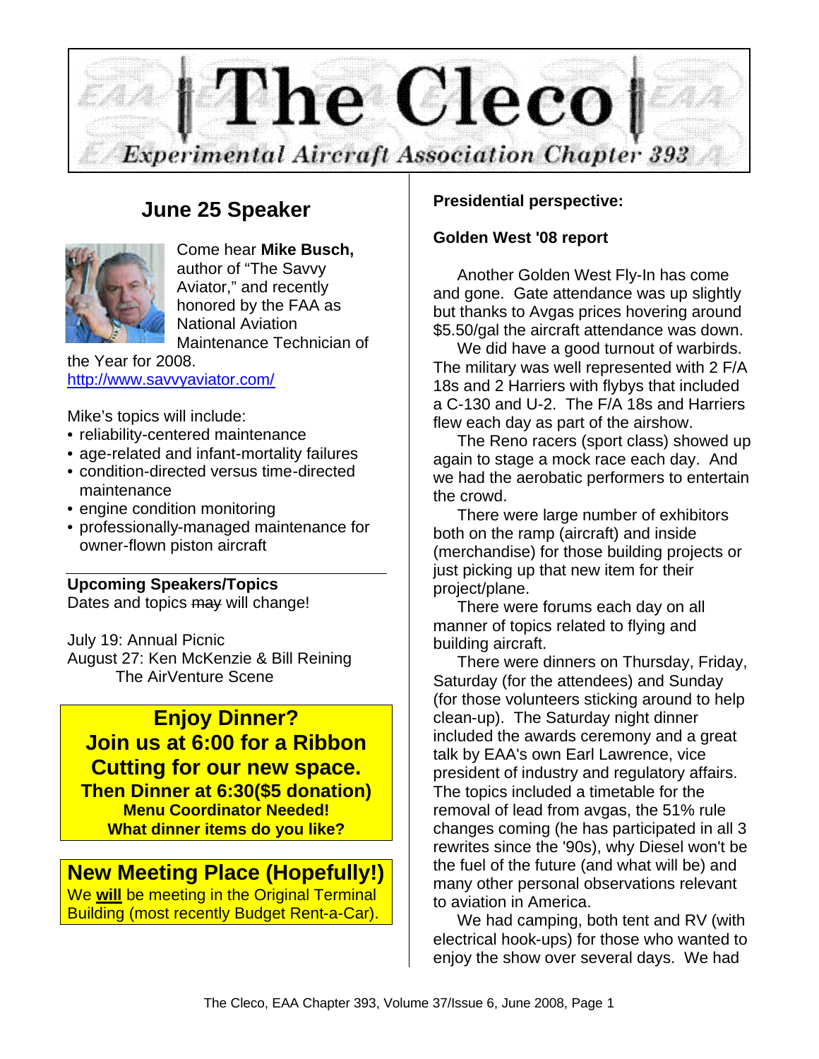# The Cleco

*Experimental Aircraft Association Chapter 393*

## June 25 Speaker

Come hear **Mike Busch,** author of "The Savvy Aviator," and recently honored by the FAA as National Aviation Maintenance Technician of the Year for 2008.
http://www.savvyaviator.com/

Mike's topics will include:

- reliability-centered maintenance
- age-related and infant-mortality failures
- condition-directed versus time-directed maintenance
- engine condition monitoring
- professionally-managed maintenance for owner-flown piston aircraft

**Upcoming Speakers/Topics**
Dates and topics ~~may~~ will change!

July 19: Annual Picnic
August 27: Ken McKenzie & Bill Reining
The AirVenture Scene

**Enjoy Dinner?**
**Join us at 6:00 for a Ribbon Cutting for our new space.**
**Then Dinner at 6:30($5 donation)**
**Menu Coordinator Needed!**
**What dinner items do you like?**

**New Meeting Place (Hopefully!)**
We **will** be meeting in the Original Terminal Building (most recently Budget Rent-a-Car).

**Presidential perspective:**

**Golden West '08 report**

Another Golden West Fly-In has come and gone. Gate attendance was up slightly but thanks to Avgas prices hovering around $5.50/gal the aircraft attendance was down.

We did have a good turnout of warbirds. The military was well represented with 2 F/A 18s and 2 Harriers with flybys that included a C-130 and U-2. The F/A 18s and Harriers flew each day as part of the airshow.

The Reno racers (sport class) showed up again to stage a mock race each day. And we had the aerobatic performers to entertain the crowd.

There were large number of exhibitors both on the ramp (aircraft) and inside (merchandise) for those building projects or just picking up that new item for their project/plane.

There were forums each day on all manner of topics related to flying and building aircraft.

There were dinners on Thursday, Friday, Saturday (for the attendees) and Sunday (for those volunteers sticking around to help clean-up). The Saturday night dinner included the awards ceremony and a great talk by EAA's own Earl Lawrence, vice president of industry and regulatory affairs. The topics included a timetable for the removal of lead from avgas, the 51% rule changes coming (he has participated in all 3 rewrites since the '90s), why Diesel won't be the fuel of the future (and what will be) and many other personal observations relevant to aviation in America.

We had camping, both tent and RV (with electrical hook-ups) for those who wanted to enjoy the show over several days. We had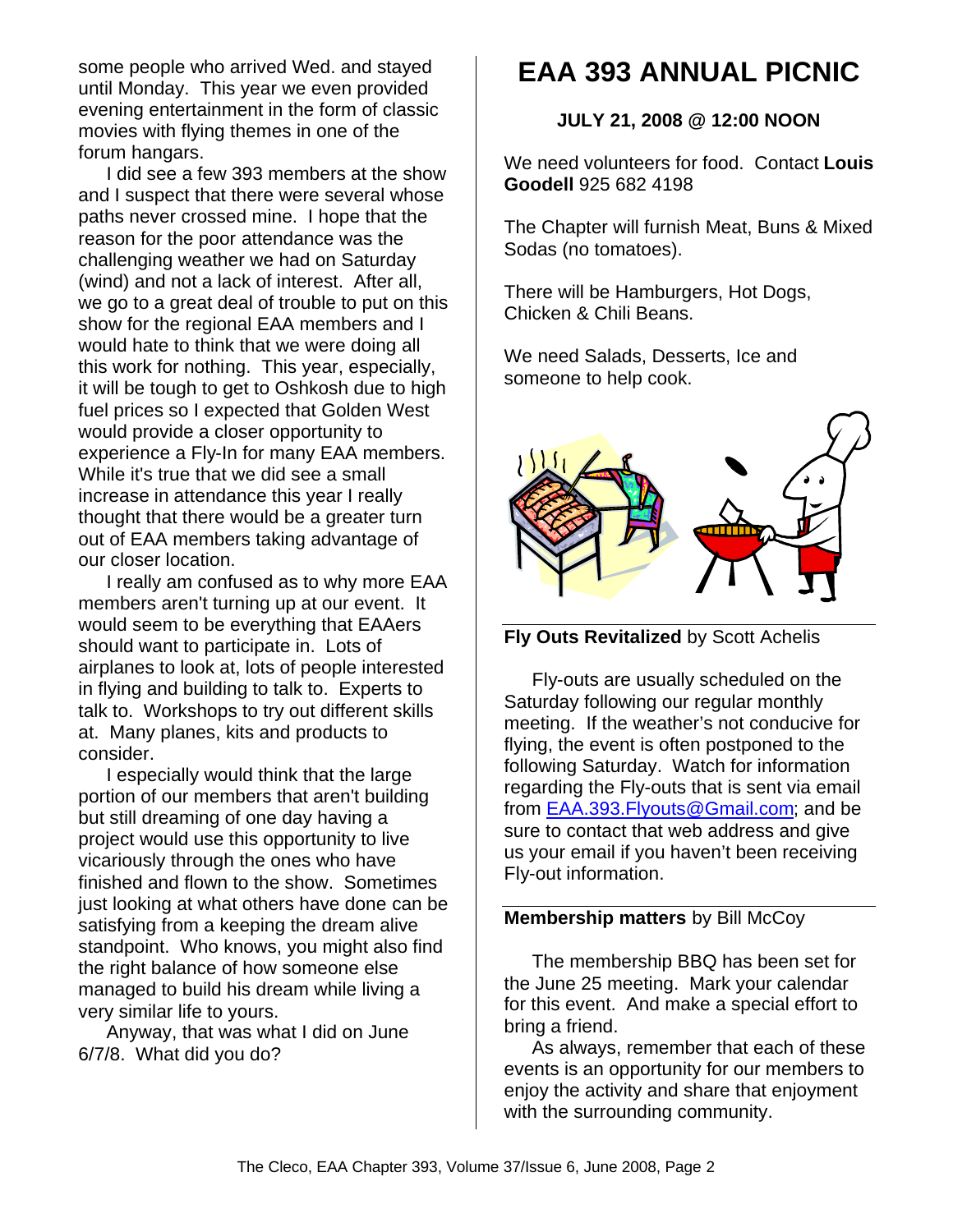some people who arrived Wed. and stayed until Monday. This year we even provided evening entertainment in the form of classic movies with flying themes in one of the forum hangars.

I did see a few 393 members at the show and I suspect that there were several whose paths never crossed mine. I hope that the reason for the poor attendance was the challenging weather we had on Saturday (wind) and not a lack of interest. After all, we go to a great deal of trouble to put on this show for the regional EAA members and I would hate to think that we were doing all this work for nothing. This year, especially, it will be tough to get to Oshkosh due to high fuel prices so I expected that Golden West would provide a closer opportunity to experience a Fly-In for many EAA members. While it's true that we did see a small increase in attendance this year I really thought that there would be a greater turn out of EAA members taking advantage of our closer location.

I really am confused as to why more EAA members aren't turning up at our event. It would seem to be everything that EAAers should want to participate in. Lots of airplanes to look at, lots of people interested in flying and building to talk to. Experts to talk to. Workshops to try out different skills at. Many planes, kits and products to consider.

I especially would think that the large portion of our members that aren't building but still dreaming of one day having a project would use this opportunity to live vicariously through the ones who have finished and flown to the show. Sometimes just looking at what others have done can be satisfying from a keeping the dream alive standpoint. Who knows, you might also find the right balance of how someone else managed to build his dream while living a very similar life to yours.

Anyway, that was what I did on June 6/7/8. What did you do?

# EAA 393 ANNUAL PICNIC

**JULY 21, 2008 @ 12:00 NOON**

We need volunteers for food. Contact **Louis Goodell** 925 682 4198

The Chapter will furnish Meat, Buns & Mixed Sodas (no tomatoes).

There will be Hamburgers, Hot Dogs, Chicken & Chili Beans.

We need Salads, Desserts, Ice and someone to help cook.

**Fly Outs Revitalized** by Scott Achelis

Fly-outs are usually scheduled on the Saturday following our regular monthly meeting. If the weather's not conducive for flying, the event is often postponed to the following Saturday. Watch for information regarding the Fly-outs that is sent via email from EAA.393.Flyouts@Gmail.com; and be sure to contact that web address and give us your email if you haven't been receiving Fly-out information.

**Membership matters** by Bill McCoy

The membership BBQ has been set for the June 25 meeting. Mark your calendar for this event. And make a special effort to bring a friend.

As always, remember that each of these events is an opportunity for our members to enjoy the activity and share that enjoyment with the surrounding community.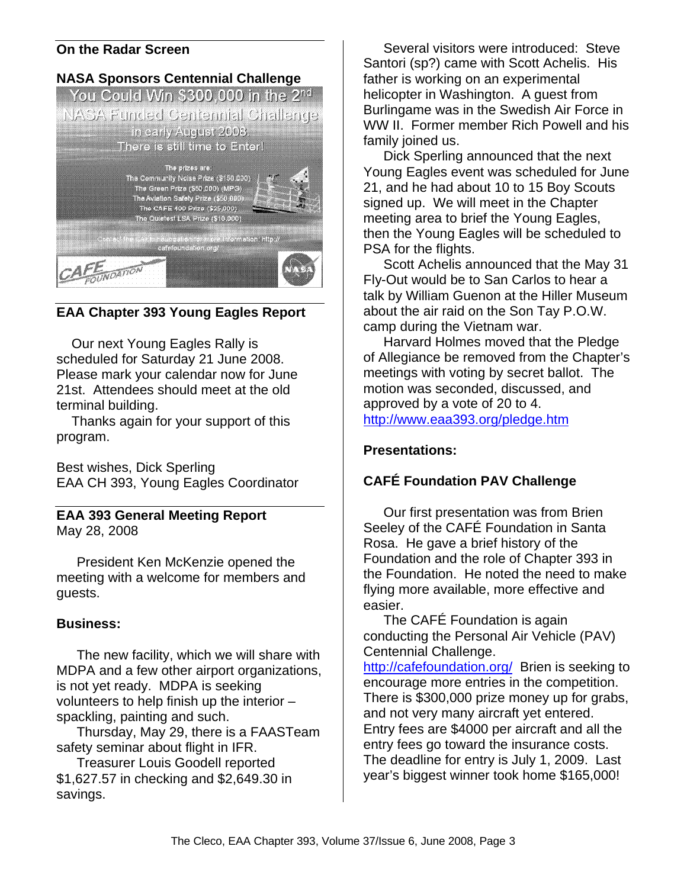## On the Radar Screen

### NASA Sponsors Centennial Challenge

You Could Win $300,000 in the 2nd NASA Funded Centennial Challenge in early August 2008. There is still time to Enter!

The prizes are:
- The Community Noise Prize ($150,000)
- The Green Prize ($50,000) (MPG)
- The Aviation Safety Prize ($50,000)
- The CAFE 400 Prize ($25,000)
- The Quietest LSA Prize ($10,000)

Contact the CAFE Foundation for more information: http://cafefoundation.org/

### EAA Chapter 393 Young Eagles Report

Our next Young Eagles Rally is scheduled for Saturday 21 June 2008. Please mark your calendar now for June 21st. Attendees should meet at the old terminal building.

Thanks again for your support of this program.

Best wishes, Dick Sperling
EAA CH 393, Young Eagles Coordinator

### EAA 393 General Meeting Report

May 28, 2008

President Ken McKenzie opened the meeting with a welcome for members and guests.

**Business:**

The new facility, which we will share with MDPA and a few other airport organizations, is not yet ready. MDPA is seeking volunteers to help finish up the interior – spackling, painting and such.

Thursday, May 29, there is a FAASTeam safety seminar about flight in IFR.

Treasurer Louis Goodell reported $1,627.57 in checking and $2,649.30 in savings.

Several visitors were introduced: Steve Santori (sp?) came with Scott Achelis. His father is working on an experimental helicopter in Washington. A guest from Burlingame was in the Swedish Air Force in WW II. Former member Rich Powell and his family joined us.

Dick Sperling announced that the next Young Eagles event was scheduled for June 21, and he had about 10 to 15 Boy Scouts signed up. We will meet in the Chapter meeting area to brief the Young Eagles, then the Young Eagles will be scheduled to PSA for the flights.

Scott Achelis announced that the May 31 Fly-Out would be to San Carlos to hear a talk by William Guenon at the Hiller Museum about the air raid on the Son Tay P.O.W. camp during the Vietnam war.

Harvard Holmes moved that the Pledge of Allegiance be removed from the Chapter's meetings with voting by secret ballot. The motion was seconded, discussed, and approved by a vote of 20 to 4.
http://www.eaa393.org/pledge.htm

**Presentations:**

**CAFÉ Foundation PAV Challenge**

Our first presentation was from Brien Seeley of the CAFÉ Foundation in Santa Rosa. He gave a brief history of the Foundation and the role of Chapter 393 in the Foundation. He noted the need to make flying more available, more effective and easier.

The CAFÉ Foundation is again conducting the Personal Air Vehicle (PAV) Centennial Challenge.
http://cafefoundation.org/ Brien is seeking to encourage more entries in the competition. There is $300,000 prize money up for grabs, and not very many aircraft yet entered. Entry fees are $4000 per aircraft and all the entry fees go toward the insurance costs. The deadline for entry is July 1, 2009. Last year's biggest winner took home $165,000!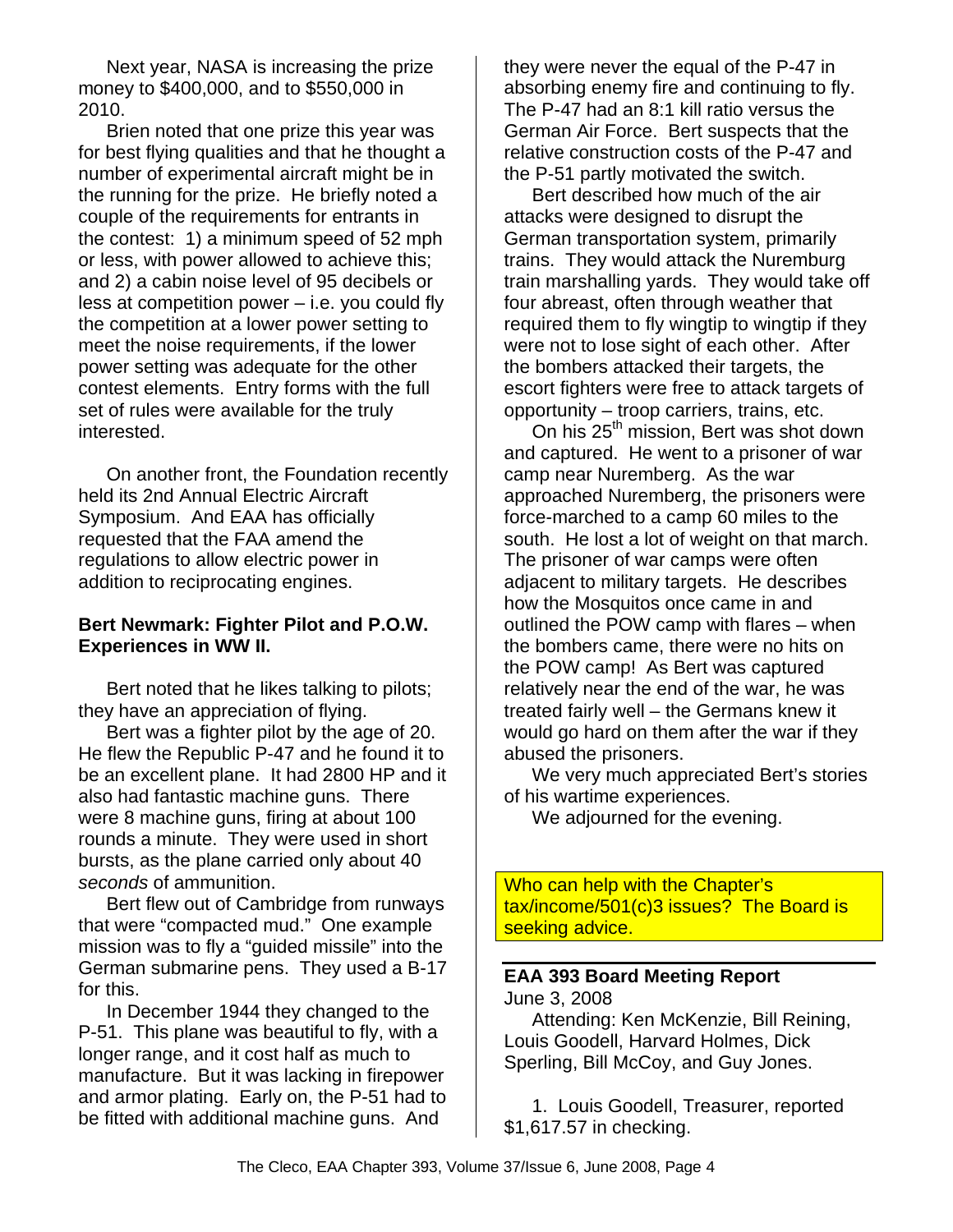Next year, NASA is increasing the prize money to $400,000, and to $550,000 in 2010.

Brien noted that one prize this year was for best flying qualities and that he thought a number of experimental aircraft might be in the running for the prize. He briefly noted a couple of the requirements for entrants in the contest: 1) a minimum speed of 52 mph or less, with power allowed to achieve this; and 2) a cabin noise level of 95 decibels or less at competition power – i.e. you could fly the competition at a lower power setting to meet the noise requirements, if the lower power setting was adequate for the other contest elements. Entry forms with the full set of rules were available for the truly interested.

On another front, the Foundation recently held its 2nd Annual Electric Aircraft Symposium. And EAA has officially requested that the FAA amend the regulations to allow electric power in addition to reciprocating engines.

**Bert Newmark: Fighter Pilot and P.O.W. Experiences in WW II.**

Bert noted that he likes talking to pilots; they have an appreciation of flying.

Bert was a fighter pilot by the age of 20. He flew the Republic P-47 and he found it to be an excellent plane. It had 2800 HP and it also had fantastic machine guns. There were 8 machine guns, firing at about 100 rounds a minute. They were used in short bursts, as the plane carried only about 40 *seconds* of ammunition.

Bert flew out of Cambridge from runways that were "compacted mud." One example mission was to fly a "guided missile" into the German submarine pens. They used a B-17 for this.

In December 1944 they changed to the P-51. This plane was beautiful to fly, with a longer range, and it cost half as much to manufacture. But it was lacking in firepower and armor plating. Early on, the P-51 had to be fitted with additional machine guns. And they were never the equal of the P-47 in absorbing enemy fire and continuing to fly. The P-47 had an 8:1 kill ratio versus the German Air Force. Bert suspects that the relative construction costs of the P-47 and the P-51 partly motivated the switch.

Bert described how much of the air attacks were designed to disrupt the German transportation system, primarily trains. They would attack the Nuremburg train marshalling yards. They would take off four abreast, often through weather that required them to fly wingtip to wingtip if they were not to lose sight of each other. After the bombers attacked their targets, the escort fighters were free to attack targets of opportunity – troop carriers, trains, etc.

On his 25th mission, Bert was shot down and captured. He went to a prisoner of war camp near Nuremberg. As the war approached Nuremberg, the prisoners were force-marched to a camp 60 miles to the south. He lost a lot of weight on that march. The prisoner of war camps were often adjacent to military targets. He describes how the Mosquitos once came in and outlined the POW camp with flares – when the bombers came, there were no hits on the POW camp! As Bert was captured relatively near the end of the war, he was treated fairly well – the Germans knew it would go hard on them after the war if they abused the prisoners.

We very much appreciated Bert's stories of his wartime experiences.

We adjourned for the evening.

Who can help with the Chapter's tax/income/501(c)3 issues? The Board is seeking advice.

---

**EAA 393 Board Meeting Report**

June 3, 2008

Attending: Ken McKenzie, Bill Reining, Louis Goodell, Harvard Holmes, Dick Sperling, Bill McCoy, and Guy Jones.

1. Louis Goodell, Treasurer, reported $1,617.57 in checking.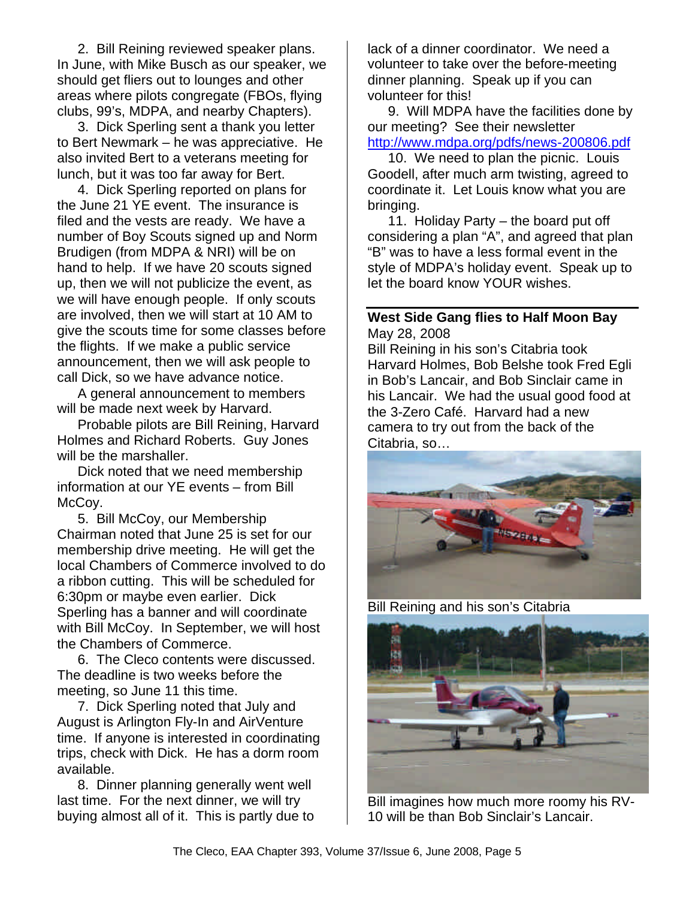2. Bill Reining reviewed speaker plans. In June, with Mike Busch as our speaker, we should get fliers out to lounges and other areas where pilots congregate (FBOs, flying clubs, 99's, MDPA, and nearby Chapters).

3. Dick Sperling sent a thank you letter to Bert Newmark – he was appreciative. He also invited Bert to a veterans meeting for lunch, but it was too far away for Bert.

4. Dick Sperling reported on plans for the June 21 YE event. The insurance is filed and the vests are ready. We have a number of Boy Scouts signed up and Norm Brudigen (from MDPA & NRI) will be on hand to help. If we have 20 scouts signed up, then we will not publicize the event, as we will have enough people. If only scouts are involved, then we will start at 10 AM to give the scouts time for some classes before the flights. If we make a public service announcement, then we will ask people to call Dick, so we have advance notice.

A general announcement to members will be made next week by Harvard.

Probable pilots are Bill Reining, Harvard Holmes and Richard Roberts. Guy Jones will be the marshaller.

Dick noted that we need membership information at our YE events – from Bill McCoy.

5. Bill McCoy, our Membership Chairman noted that June 25 is set for our membership drive meeting. He will get the local Chambers of Commerce involved to do a ribbon cutting. This will be scheduled for 6:30pm or maybe even earlier. Dick Sperling has a banner and will coordinate with Bill McCoy. In September, we will host the Chambers of Commerce.

6. The Cleco contents were discussed. The deadline is two weeks before the meeting, so June 11 this time.

7. Dick Sperling noted that July and August is Arlington Fly-In and AirVenture time. If anyone is interested in coordinating trips, check with Dick. He has a dorm room available.

8. Dinner planning generally went well last time. For the next dinner, we will try buying almost all of it. This is partly due to lack of a dinner coordinator. We need a volunteer to take over the before-meeting dinner planning. Speak up if you can volunteer for this!

9. Will MDPA have the facilities done by our meeting? See their newsletter http://www.mdpa.org/pdfs/news-200806.pdf

10. We need to plan the picnic. Louis Goodell, after much arm twisting, agreed to coordinate it. Let Louis know what you are bringing.

11. Holiday Party – the board put off considering a plan "A", and agreed that plan "B" was to have a less formal event in the style of MDPA's holiday event. Speak up to let the board know YOUR wishes.

## West Side Gang flies to Half Moon Bay

May 28, 2008

Bill Reining in his son's Citabria took Harvard Holmes, Bob Belshe took Fred Egli in Bob's Lancair, and Bob Sinclair came in his Lancair. We had the usual good food at the 3-Zero Café. Harvard had a new camera to try out from the back of the Citabria, so…

Bill Reining and his son's Citabria

Bill imagines how much more roomy his RV-10 will be than Bob Sinclair's Lancair.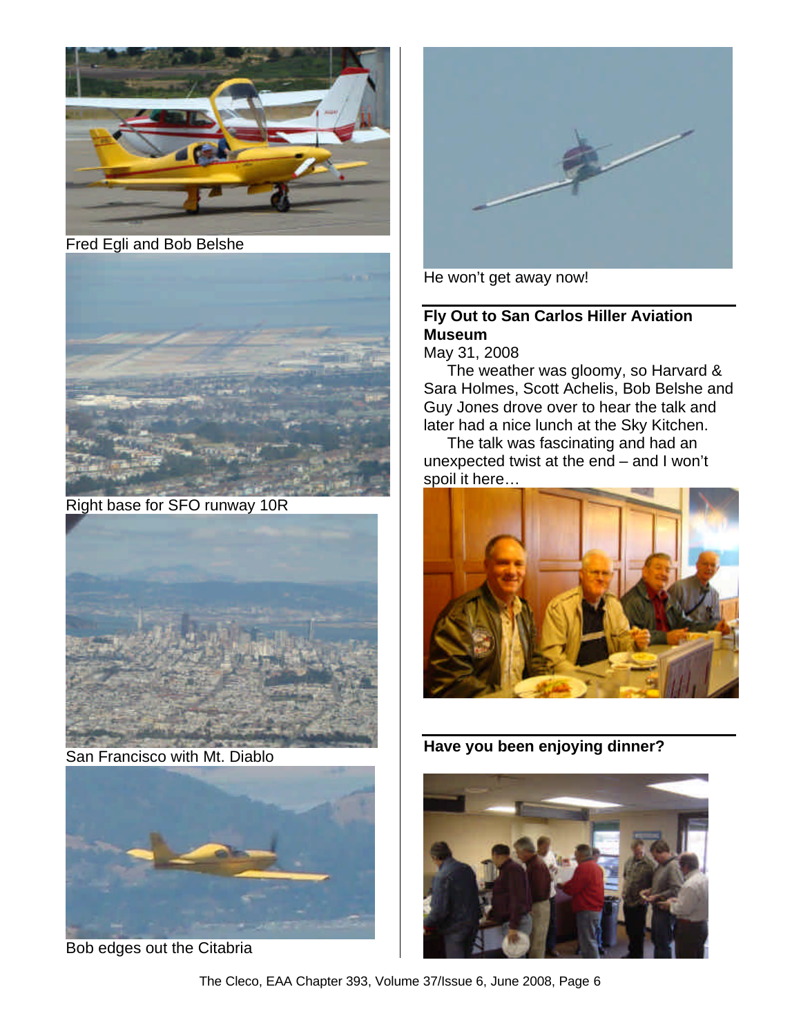Fred Egli and Bob Belshe

Right base for SFO runway 10R

San Francisco with Mt. Diablo

Bob edges out the Citabria

He won't get away now!

## Fly Out to San Carlos Hiller Aviation Museum

May 31, 2008

The weather was gloomy, so Harvard & Sara Holmes, Scott Achelis, Bob Belshe and Guy Jones drove over to hear the talk and later had a nice lunch at the Sky Kitchen.

The talk was fascinating and had an unexpected twist at the end – and I won't spoil it here…

## Have you been enjoying dinner?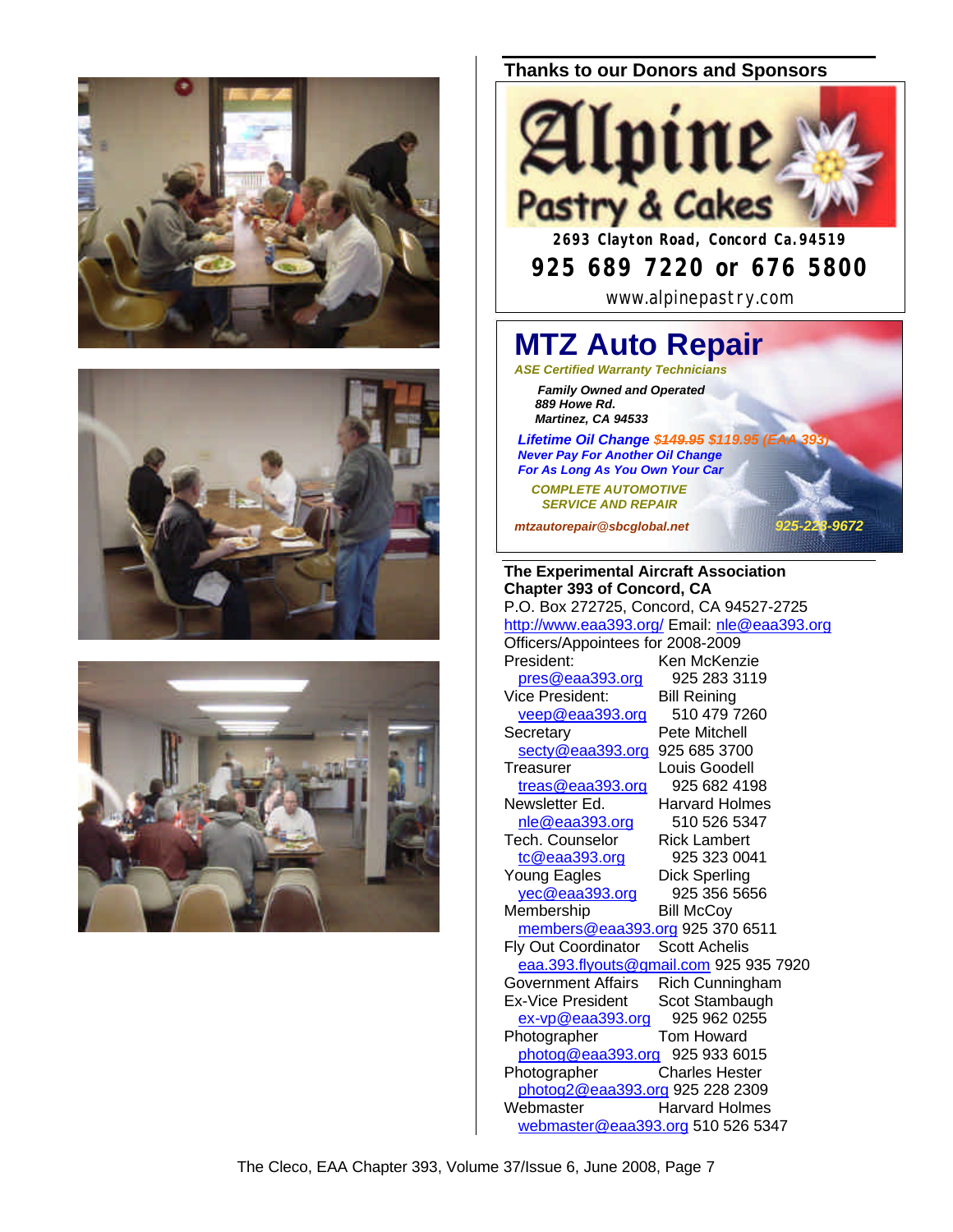## Thanks to our Donors and Sponsors

**Alpine Pastry & Cakes**

2693 Clayton Road, Concord Ca.94519

**925 689 7220 or 676 5800**

www.alpinepastry.com

---

# MTZ Auto Repair

***ASE Certified Warranty Technicians***

***Family Owned and Operated***
***889 Howe Rd.***
***Martinez, CA 94533***

***Lifetime Oil Change ~~$149.95~~ $119.95 (EAA 393)***
***Never Pay For Another Oil Change***
***For As Long As You Own Your Car***

***COMPLETE AUTOMOTIVE***
***SERVICE AND REPAIR***

***mtzautorepair@sbcglobal.net*** ***925-228-9672***

---

**The Experimental Aircraft Association**
**Chapter 393 of Concord, CA**
P.O. Box 272725, Concord, CA 94527-2725
http://www.eaa393.org/ Email: nle@eaa393.org
Officers/Appointees for 2008-2009

| Position | Name / Contact |
|---|---|
| President: | Ken McKenzie |
| pres@eaa393.org | 925 283 3119 |
| Vice President: | Bill Reining |
| veep@eaa393.org | 510 479 7260 |
| Secretary | Pete Mitchell |
| secty@eaa393.org | 925 685 3700 |
| Treasurer | Louis Goodell |
| treas@eaa393.org | 925 682 4198 |
| Newsletter Ed. | Harvard Holmes |
| nle@eaa393.org | 510 526 5347 |
| Tech. Counselor | Rick Lambert |
| tc@eaa393.org | 925 323 0041 |
| Young Eagles | Dick Sperling |
| yec@eaa393.org | 925 356 5656 |
| Membership | Bill McCoy |
| members@eaa393.org | 925 370 6511 |
| Fly Out Coordinator | Scott Achelis |
| eaa.393.flyouts@gmail.com | 925 935 7920 |
| Government Affairs | Rich Cunningham |
| Ex-Vice President | Scot Stambaugh |
| ex-vp@eaa393.org | 925 962 0255 |
| Photographer | Tom Howard |
| photog@eaa393.org | 925 933 6015 |
| Photographer | Charles Hester |
| photog2@eaa393.org | 925 228 2309 |
| Webmaster | Harvard Holmes |
| webmaster@eaa393.org | 510 526 5347 |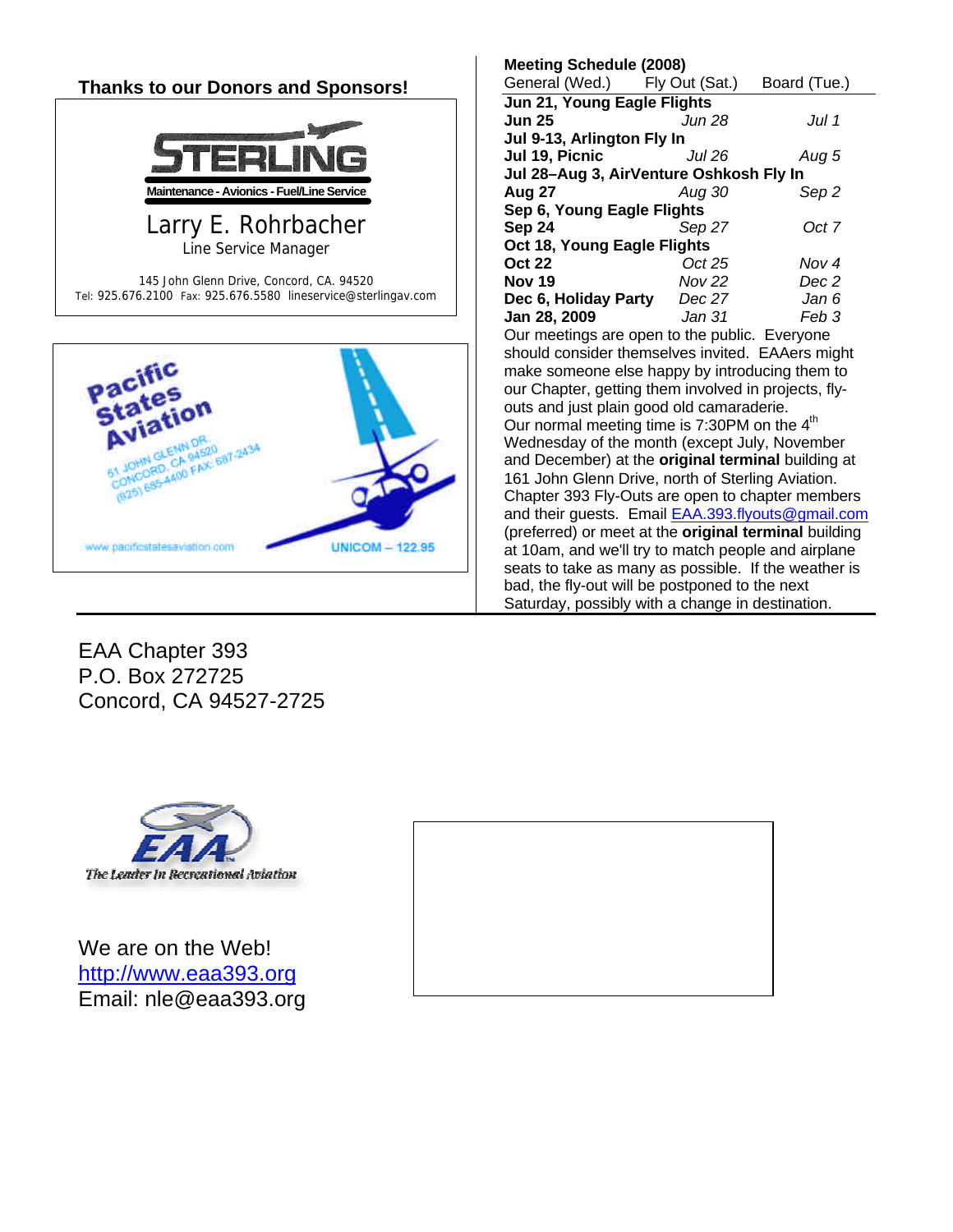## Thanks to our Donors and Sponsors!

STERLING

Maintenance - Avionics - Fuel/Line Service

Larry E. Rohrbacher

Line Service Manager

145 John Glenn Drive, Concord, CA. 94520

Tel: 925.676.2100 Fax: 925.676.5580 lineservice@sterlingav.com

Pacific States Aviation

51 JOHN GLENN DR.
CONCORD, CA 94520
(925) 685-4400 FAX: 687-2434

www.pacificstatesaviation.com

UNICOM – 122.95

**Meeting Schedule (2008)**

| General (Wed.) | Fly Out (Sat.) | Board (Tue.) |
|---|---|---|
| **Jun 21, Young Eagle Flights** | | |
| **Jun 25** | *Jun 28* | *Jul 1* |
| **Jul 9-13, Arlington Fly In** | | |
| **Jul 19, Picnic** | *Jul 26* | *Aug 5* |
| **Jul 28–Aug 3, AirVenture Oshkosh Fly In** | | |
| **Aug 27** | *Aug 30* | *Sep 2* |
| **Sep 6, Young Eagle Flights** | | |
| **Sep 24** | *Sep 27* | *Oct 7* |
| **Oct 18, Young Eagle Flights** | | |
| **Oct 22** | *Oct 25* | *Nov 4* |
| **Nov 19** | *Nov 22* | *Dec 2* |
| **Dec 6, Holiday Party** | *Dec 27* | *Jan 6* |
| **Jan 28, 2009** | *Jan 31* | *Feb 3* |

Our meetings are open to the public. Everyone should consider themselves invited. EAAers might make someone else happy by introducing them to our Chapter, getting them involved in projects, fly-outs and just plain good old camaraderie.

Our normal meeting time is 7:30PM on the 4th Wednesday of the month (except July, November and December) at the **original terminal** building at 161 John Glenn Drive, north of Sterling Aviation.

Chapter 393 Fly-Outs are open to chapter members and their guests. Email EAA.393.flyouts@gmail.com (preferred) or meet at the **original terminal** building at 10am, and we'll try to match people and airplane seats to take as many as possible. If the weather is bad, the fly-out will be postponed to the next Saturday, possibly with a change in destination.

EAA Chapter 393
P.O. Box 272725
Concord, CA 94527-2725

EAA
The Leader In Recreational Aviation

We are on the Web!
http://www.eaa393.org
Email: nle@eaa393.org